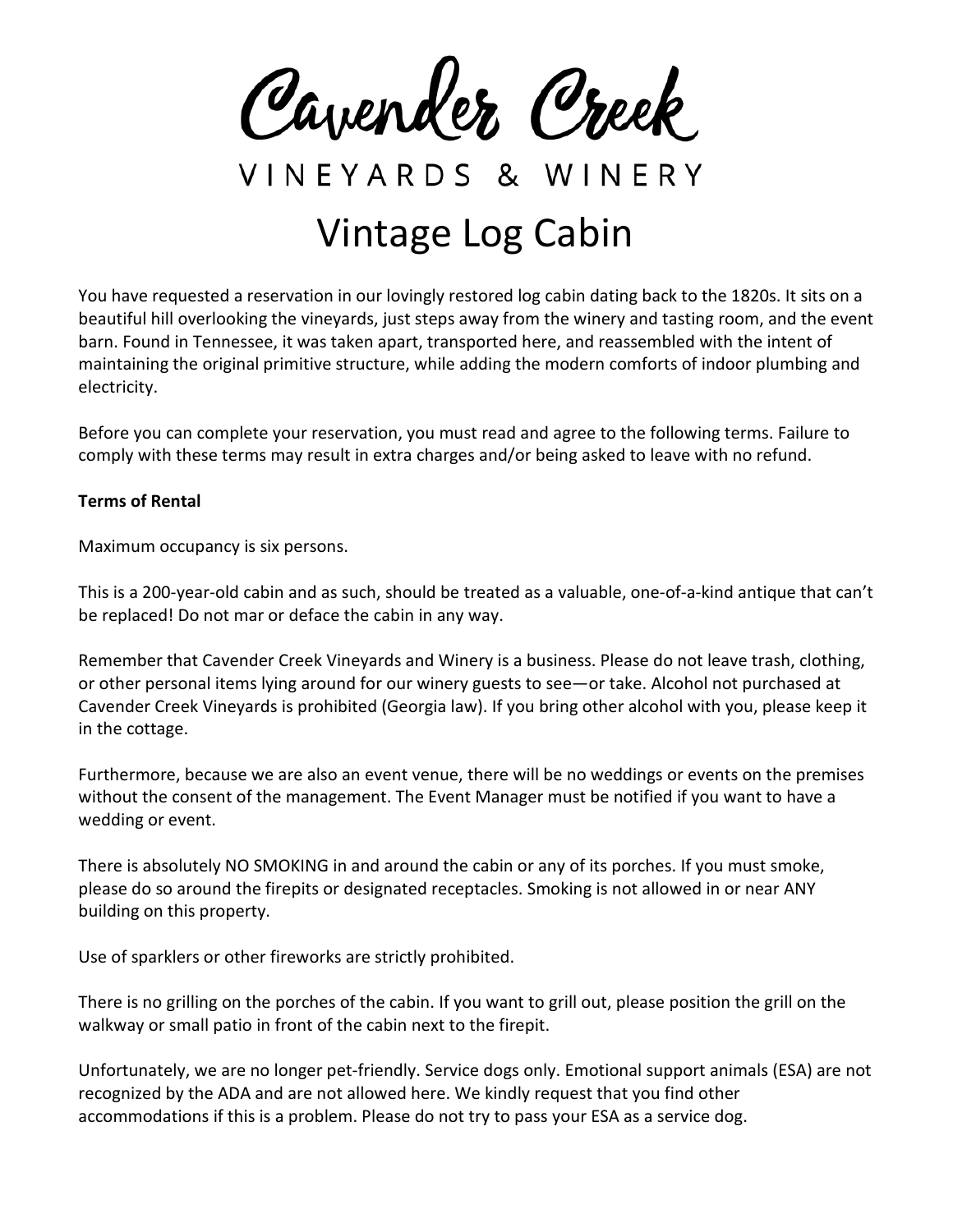# Cavender Creek

VINEYARDS & WINERY

# Vintage Log Cabin

You have requested a reservation in our lovingly restored log cabin dating back to the 1820s. It sits on a beautiful hill overlooking the vineyards, just steps away from the winery and tasting room, and the event barn. Found in Tennessee, it was taken apart, transported here, and reassembled with the intent of maintaining the original primitive structure, while adding the modern comforts of indoor plumbing and electricity.

Before you can complete your reservation, you must read and agree to the following terms. Failure to comply with these terms may result in extra charges and/or being asked to leave with no refund.

**Terms of Rental**

Maximum occupancy is six persons.

This is a 200-year-old cabin and as such, should be treated as a valuable, one-of-a-kind antique that can't be replaced! Do not mar or deface the cabin in any way.

Remember that Cavender Creek Vineyards and Winery is a business. Please do not leave trash, clothing, or other personal items lying around for our winery guests to see—or take. Alcohol not purchased at Cavender Creek Vineyards is prohibited (Georgia law). If you bring other alcohol with you, please keep it in the cottage.

Furthermore, because we are also an event venue, there will be no weddings or events on the premises without the consent of the management. The Event Manager must be notified if you want to have a wedding or event.

There is absolutely NO SMOKING in and around the cabin or any of its porches. If you must smoke, please do so around the firepits or designated receptacles. Smoking is not allowed in or near ANY building on this property.

Use of sparklers or other fireworks are strictly prohibited.

There is no grilling on the porches of the cabin. If you want to grill out, please position the grill on the walkway or small patio in front of the cabin next to the firepit.

Unfortunately, we are no longer pet-friendly. Service dogs only. Emotional support animals (ESA) are not recognized by the ADA and are not allowed here. We kindly request that you find other accommodations if this is a problem. Please do not try to pass your ESA as a service dog.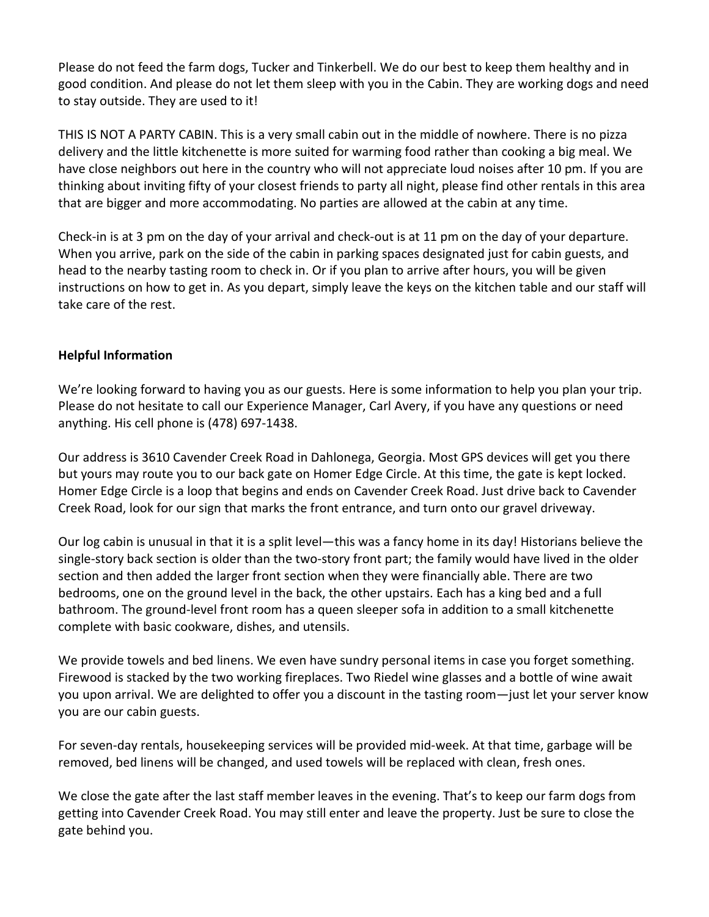Please do not feed the farm dogs, Tucker and Tinkerbell. We do our best to keep them healthy and in good condition. And please do not let them sleep with you in the Cabin. They are working dogs and need to stay outside. They are used to it!

THIS IS NOT A PARTY CABIN. This is a very small cabin out in the middle of nowhere. There is no pizza delivery and the little kitchenette is more suited for warming food rather than cooking a big meal. We have close neighbors out here in the country who will not appreciate loud noises after 10 pm. If you are thinking about inviting fifty of your closest friends to party all night, please find other rentals in this area that are bigger and more accommodating. No parties are allowed at the cabin at any time.

Check-in is at 3 pm on the day of your arrival and check-out is at 11 pm on the day of your departure. When you arrive, park on the side of the cabin in parking spaces designated just for cabin guests, and head to the nearby tasting room to check in. Or if you plan to arrive after hours, you will be given instructions on how to get in. As you depart, simply leave the keys on the kitchen table and our staff will take care of the rest.

**Helpful Information**

We're looking forward to having you as our guests. Here is some information to help you plan your trip. Please do not hesitate to call our Experience Manager, Carl Avery, if you have any questions or need anything. His cell phone is (478) 697-1438.

Our address is 3610 Cavender Creek Road in Dahlonega, Georgia. Most GPS devices will get you there but yours may route you to our back gate on Homer Edge Circle. At this time, the gate is kept locked. Homer Edge Circle is a loop that begins and ends on Cavender Creek Road. Just drive back to Cavender Creek Road, look for our sign that marks the front entrance, and turn onto our gravel driveway.

Our log cabin is unusual in that it is a split level—this was a fancy home in its day! Historians believe the single-story back section is older than the two-story front part; the family would have lived in the older section and then added the larger front section when they were financially able. There are two bedrooms, one on the ground level in the back, the other upstairs. Each has a king bed and a full bathroom. The ground-level front room has a queen sleeper sofa in addition to a small kitchenette complete with basic cookware, dishes, and utensils.

We provide towels and bed linens. We even have sundry personal items in case you forget something. Firewood is stacked by the two working fireplaces. Two Riedel wine glasses and a bottle of wine await you upon arrival. We are delighted to offer you a discount in the tasting room—just let your server know you are our cabin guests.

For seven-day rentals, housekeeping services will be provided mid-week. At that time, garbage will be removed, bed linens will be changed, and used towels will be replaced with clean, fresh ones.

We close the gate after the last staff member leaves in the evening. That's to keep our farm dogs from getting into Cavender Creek Road. You may still enter and leave the property. Just be sure to close the gate behind you.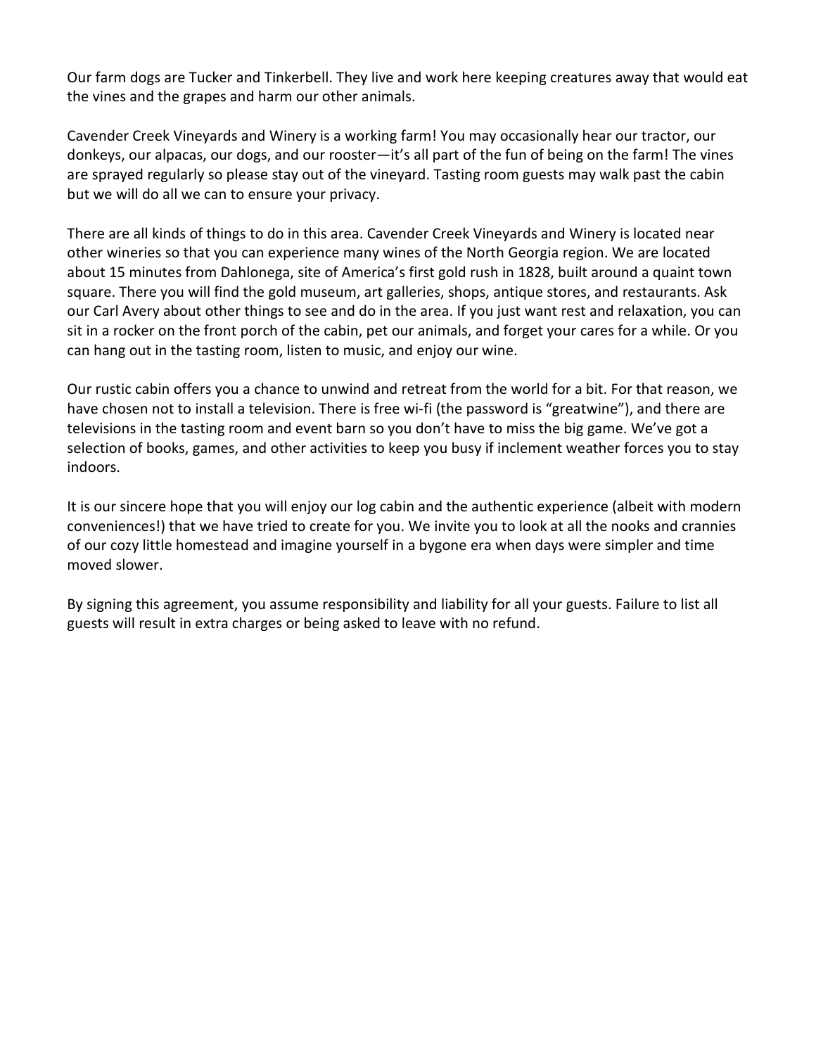Our farm dogs are Tucker and Tinkerbell. They live and work here keeping creatures away that would eat the vines and the grapes and harm our other animals.

Cavender Creek Vineyards and Winery is a working farm! You may occasionally hear our tractor, our donkeys, our alpacas, our dogs, and our rooster—it's all part of the fun of being on the farm! The vines are sprayed regularly so please stay out of the vineyard. Tasting room guests may walk past the cabin but we will do all we can to ensure your privacy.

There are all kinds of things to do in this area. Cavender Creek Vineyards and Winery is located near other wineries so that you can experience many wines of the North Georgia region. We are located about 15 minutes from Dahlonega, site of America's first gold rush in 1828, built around a quaint town square. There you will find the gold museum, art galleries, shops, antique stores, and restaurants. Ask our Carl Avery about other things to see and do in the area. If you just want rest and relaxation, you can sit in a rocker on the front porch of the cabin, pet our animals, and forget your cares for a while. Or you can hang out in the tasting room, listen to music, and enjoy our wine.

Our rustic cabin offers you a chance to unwind and retreat from the world for a bit. For that reason, we have chosen not to install a television. There is free wi-fi (the password is "greatwine"), and there are televisions in the tasting room and event barn so you don't have to miss the big game. We've got a selection of books, games, and other activities to keep you busy if inclement weather forces you to stay indoors.

It is our sincere hope that you will enjoy our log cabin and the authentic experience (albeit with modern conveniences!) that we have tried to create for you. We invite you to look at all the nooks and crannies of our cozy little homestead and imagine yourself in a bygone era when days were simpler and time moved slower.

By signing this agreement, you assume responsibility and liability for all your guests. Failure to list all guests will result in extra charges or being asked to leave with no refund.